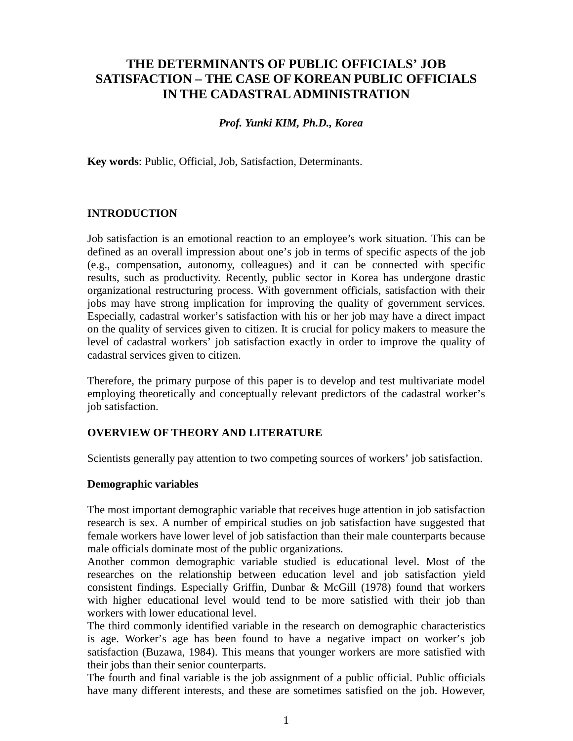# THE DETERMINANTS OF PUBLIC OFFICIALS' JOB SATISFACTION – THE CASE OF KOREAN PUBLIC OFFICIALS IN THE CADASTRAL ADMINISTRATION

***Prof. Yunki KIM, Ph.D., Korea***

**Key words**: Public, Official, Job, Satisfaction, Determinants.

## INTRODUCTION

Job satisfaction is an emotional reaction to an employee's work situation. This can be defined as an overall impression about one's job in terms of specific aspects of the job (e.g., compensation, autonomy, colleagues) and it can be connected with specific results, such as productivity. Recently, public sector in Korea has undergone drastic organizational restructuring process. With government officials, satisfaction with their jobs may have strong implication for improving the quality of government services. Especially, cadastral worker's satisfaction with his or her job may have a direct impact on the quality of services given to citizen. It is crucial for policy makers to measure the level of cadastral workers' job satisfaction exactly in order to improve the quality of cadastral services given to citizen.

Therefore, the primary purpose of this paper is to develop and test multivariate model employing theoretically and conceptually relevant predictors of the cadastral worker's job satisfaction.

## OVERVIEW OF THEORY AND LITERATURE

Scientists generally pay attention to two competing sources of workers' job satisfaction.

### Demographic variables

The most important demographic variable that receives huge attention in job satisfaction research is sex. A number of empirical studies on job satisfaction have suggested that female workers have lower level of job satisfaction than their male counterparts because male officials dominate most of the public organizations.

Another common demographic variable studied is educational level. Most of the researches on the relationship between education level and job satisfaction yield consistent findings. Especially Griffin, Dunbar & McGill (1978) found that workers with higher educational level would tend to be more satisfied with their job than workers with lower educational level.

The third commonly identified variable in the research on demographic characteristics is age. Worker's age has been found to have a negative impact on worker's job satisfaction (Buzawa, 1984). This means that younger workers are more satisfied with their jobs than their senior counterparts.

The fourth and final variable is the job assignment of a public official. Public officials have many different interests, and these are sometimes satisfied on the job. However,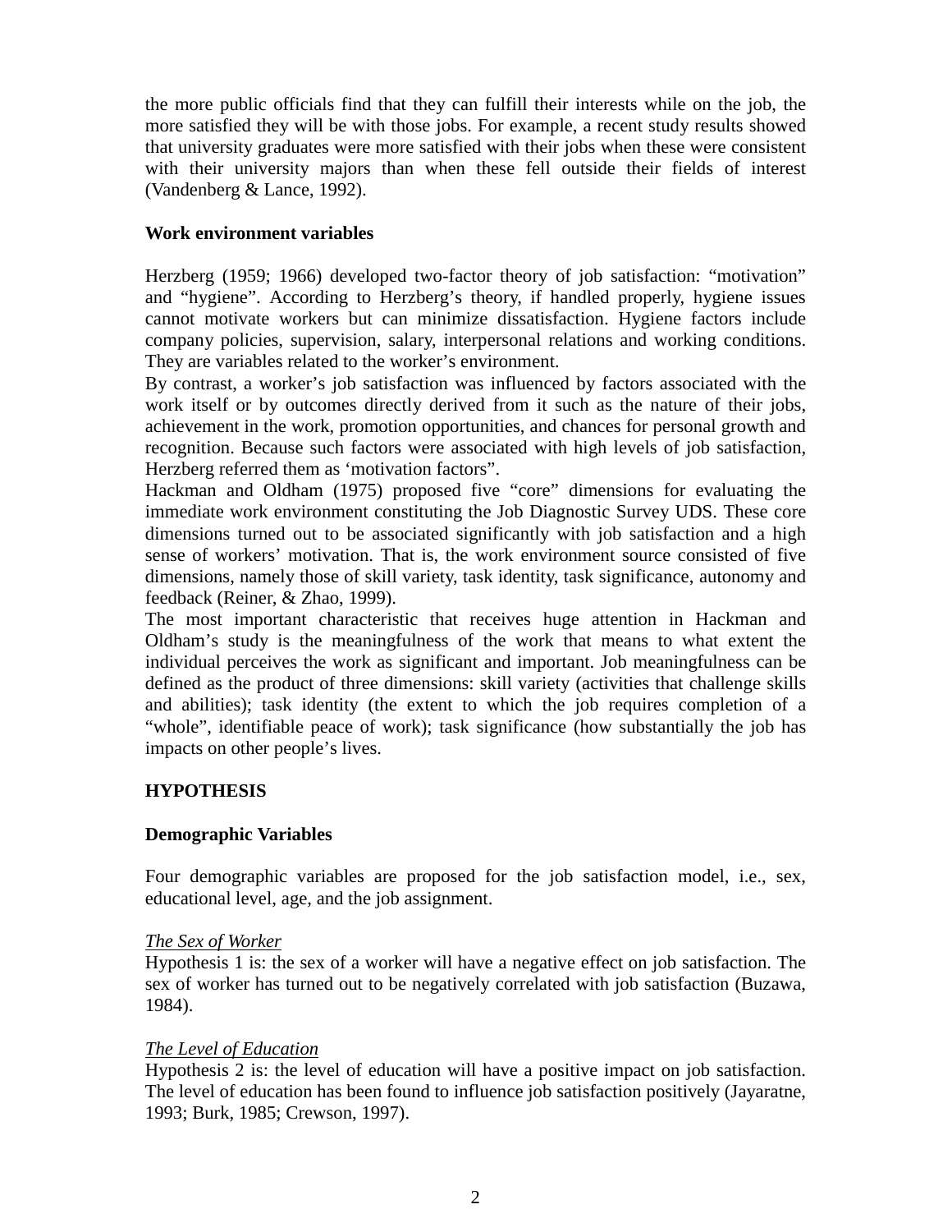the more public officials find that they can fulfill their interests while on the job, the more satisfied they will be with those jobs. For example, a recent study results showed that university graduates were more satisfied with their jobs when these were consistent with their university majors than when these fell outside their fields of interest (Vandenberg & Lance, 1992).

**Work environment variables**

Herzberg (1959; 1966) developed two-factor theory of job satisfaction: "motivation" and "hygiene". According to Herzberg's theory, if handled properly, hygiene issues cannot motivate workers but can minimize dissatisfaction. Hygiene factors include company policies, supervision, salary, interpersonal relations and working conditions. They are variables related to the worker's environment.

By contrast, a worker's job satisfaction was influenced by factors associated with the work itself or by outcomes directly derived from it such as the nature of their jobs, achievement in the work, promotion opportunities, and chances for personal growth and recognition. Because such factors were associated with high levels of job satisfaction, Herzberg referred them as 'motivation factors".

Hackman and Oldham (1975) proposed five "core" dimensions for evaluating the immediate work environment constituting the Job Diagnostic Survey UDS. These core dimensions turned out to be associated significantly with job satisfaction and a high sense of workers' motivation. That is, the work environment source consisted of five dimensions, namely those of skill variety, task identity, task significance, autonomy and feedback (Reiner, & Zhao, 1999).

The most important characteristic that receives huge attention in Hackman and Oldham's study is the meaningfulness of the work that means to what extent the individual perceives the work as significant and important. Job meaningfulness can be defined as the product of three dimensions: skill variety (activities that challenge skills and abilities); task identity (the extent to which the job requires completion of a "whole", identifiable peace of work); task significance (how substantially the job has impacts on other people's lives.

## HYPOTHESIS

**Demographic Variables**

Four demographic variables are proposed for the job satisfaction model, i.e., sex, educational level, age, and the job assignment.

*The Sex of Worker*

Hypothesis 1 is: the sex of a worker will have a negative effect on job satisfaction. The sex of worker has turned out to be negatively correlated with job satisfaction (Buzawa, 1984).

*The Level of Education*

Hypothesis 2 is: the level of education will have a positive impact on job satisfaction. The level of education has been found to influence job satisfaction positively (Jayaratne, 1993; Burk, 1985; Crewson, 1997).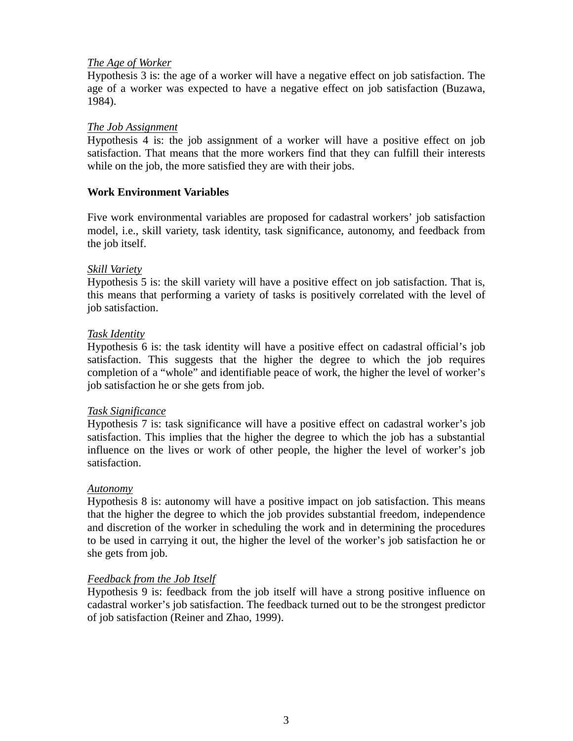*The Age of Worker*
Hypothesis 3 is: the age of a worker will have a negative effect on job satisfaction. The age of a worker was expected to have a negative effect on job satisfaction (Buzawa, 1984).

*The Job Assignment*
Hypothesis 4 is: the job assignment of a worker will have a positive effect on job satisfaction. That means that the more workers find that they can fulfill their interests while on the job, the more satisfied they are with their jobs.

**Work Environment Variables**

Five work environmental variables are proposed for cadastral workers' job satisfaction model, i.e., skill variety, task identity, task significance, autonomy, and feedback from the job itself.

*Skill Variety*
Hypothesis 5 is: the skill variety will have a positive effect on job satisfaction. That is, this means that performing a variety of tasks is positively correlated with the level of job satisfaction.

*Task Identity*
Hypothesis 6 is: the task identity will have a positive effect on cadastral official's job satisfaction. This suggests that the higher the degree to which the job requires completion of a "whole" and identifiable peace of work, the higher the level of worker's job satisfaction he or she gets from job.

*Task Significance*
Hypothesis 7 is: task significance will have a positive effect on cadastral worker's job satisfaction. This implies that the higher the degree to which the job has a substantial influence on the lives or work of other people, the higher the level of worker's job satisfaction.

*Autonomy*
Hypothesis 8 is: autonomy will have a positive impact on job satisfaction. This means that the higher the degree to which the job provides substantial freedom, independence and discretion of the worker in scheduling the work and in determining the procedures to be used in carrying it out, the higher the level of the worker's job satisfaction he or she gets from job.

*Feedback from the Job Itself*
Hypothesis 9 is: feedback from the job itself will have a strong positive influence on cadastral worker's job satisfaction. The feedback turned out to be the strongest predictor of job satisfaction (Reiner and Zhao, 1999).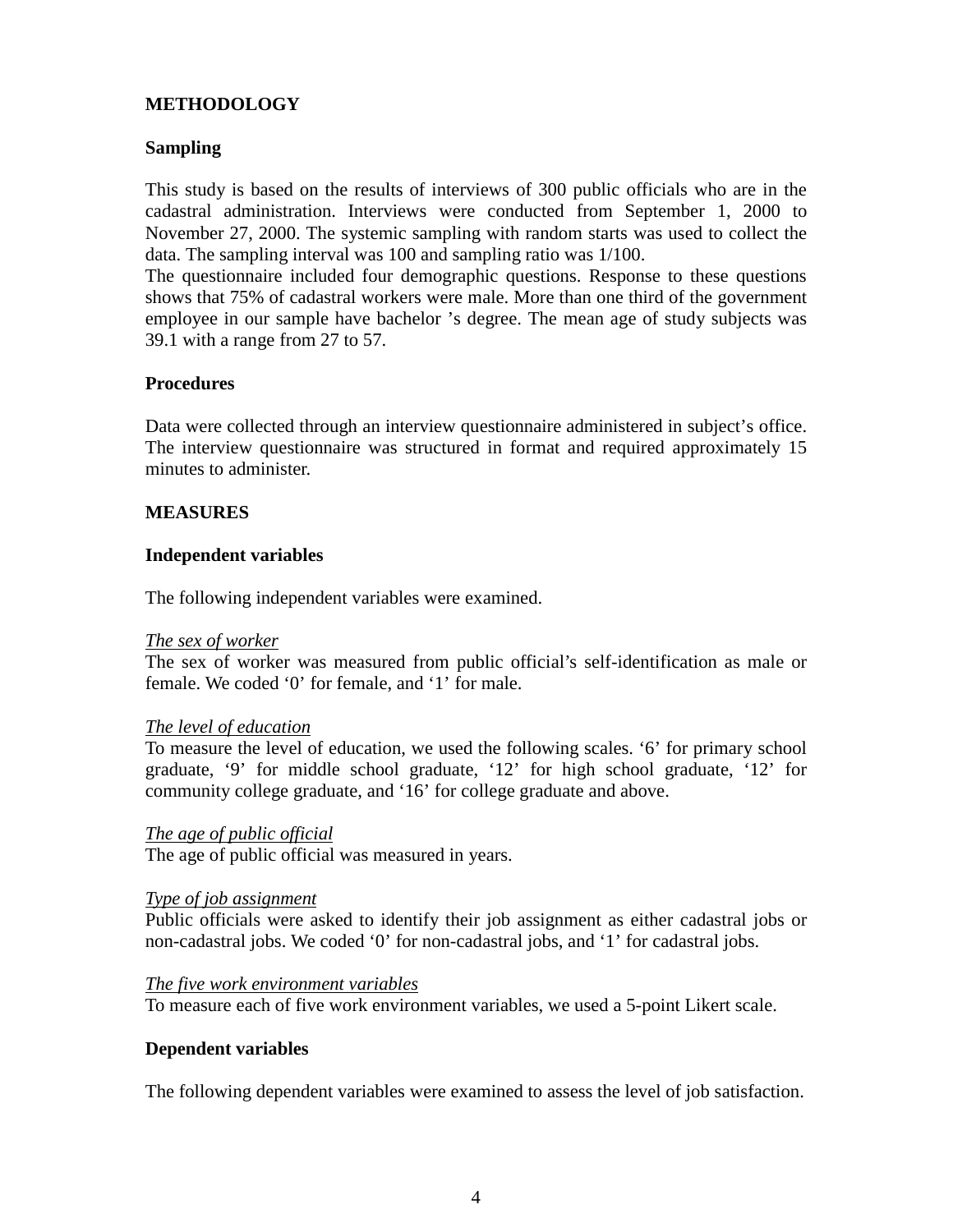## METHODOLOGY

### Sampling

This study is based on the results of interviews of 300 public officials who are in the cadastral administration. Interviews were conducted from September 1, 2000 to November 27, 2000. The systemic sampling with random starts was used to collect the data. The sampling interval was 100 and sampling ratio was 1/100.
The questionnaire included four demographic questions. Response to these questions shows that 75% of cadastral workers were male. More than one third of the government employee in our sample have bachelor 's degree. The mean age of study subjects was 39.1 with a range from 27 to 57.

### Procedures

Data were collected through an interview questionnaire administered in subject's office. The interview questionnaire was structured in format and required approximately 15 minutes to administer.

## MEASURES

### Independent variables

The following independent variables were examined.

*The sex of worker*

The sex of worker was measured from public official's self-identification as male or female. We coded '0' for female, and '1' for male.

*The level of education*

To measure the level of education, we used the following scales. '6' for primary school graduate, '9' for middle school graduate, '12' for high school graduate, '12' for community college graduate, and '16' for college graduate and above.

*The age of public official*

The age of public official was measured in years.

*Type of job assignment*

Public officials were asked to identify their job assignment as either cadastral jobs or non-cadastral jobs. We coded '0' for non-cadastral jobs, and '1' for cadastral jobs.

*The five work environment variables*

To measure each of five work environment variables, we used a 5-point Likert scale.

### Dependent variables

The following dependent variables were examined to assess the level of job satisfaction.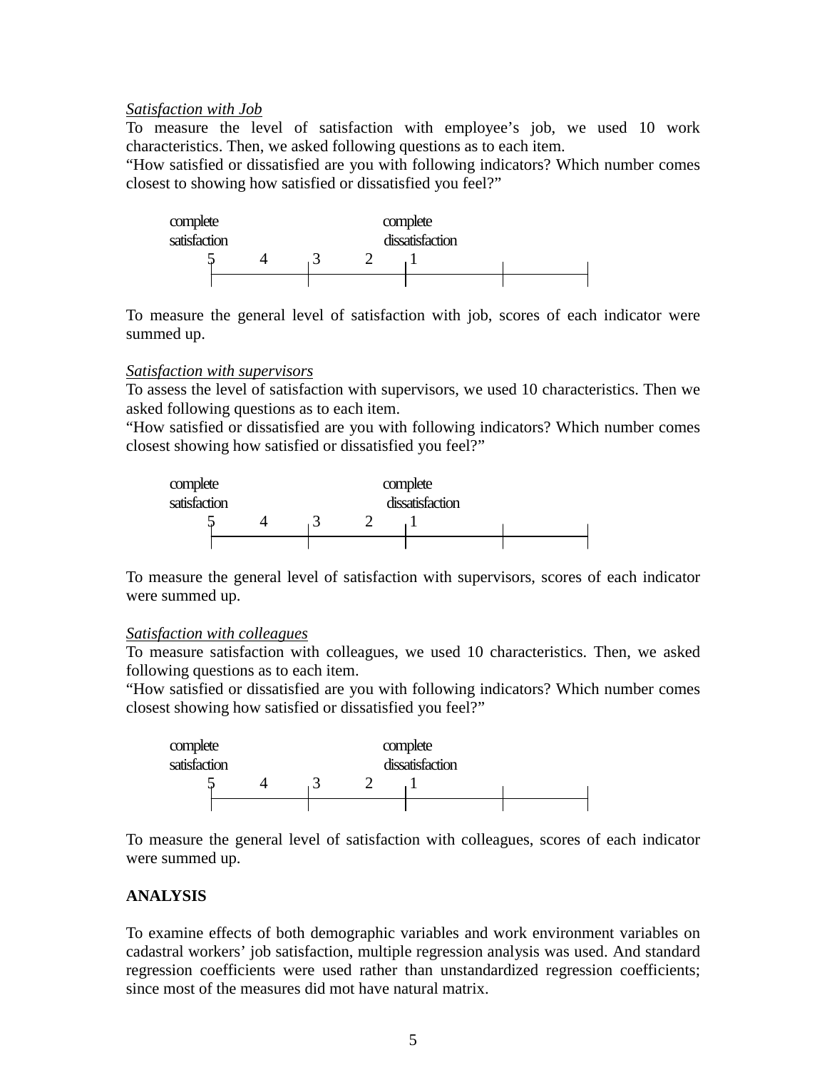*Satisfaction with Job*

To measure the level of satisfaction with employee's job, we used 10 work characteristics. Then, we asked following questions as to each item.

"How satisfied or dissatisfied are you with following indicators? Which number comes closest to showing how satisfied or dissatisfied you feel?"

| complete satisfaction | | | | complete dissatisfaction |
|---|---|---|---|---|
| 5 | 4 | 3 | 2 | 1 |

To measure the general level of satisfaction with job, scores of each indicator were summed up.

*Satisfaction with supervisors*

To assess the level of satisfaction with supervisors, we used 10 characteristics. Then we asked following questions as to each item.

"How satisfied or dissatisfied are you with following indicators? Which number comes closest showing how satisfied or dissatisfied you feel?"

| complete satisfaction | | | | complete dissatisfaction |
|---|---|---|---|---|
| 5 | 4 | 3 | 2 | 1 |

To measure the general level of satisfaction with supervisors, scores of each indicator were summed up.

*Satisfaction with colleagues*

To measure satisfaction with colleagues, we used 10 characteristics. Then, we asked following questions as to each item.

"How satisfied or dissatisfied are you with following indicators? Which number comes closest showing how satisfied or dissatisfied you feel?"

| complete satisfaction | | | | complete dissatisfaction |
|---|---|---|---|---|
| 5 | 4 | 3 | 2 | 1 |

To measure the general level of satisfaction with colleagues, scores of each indicator were summed up.

## ANALYSIS

To examine effects of both demographic variables and work environment variables on cadastral workers' job satisfaction, multiple regression analysis was used. And standard regression coefficients were used rather than unstandardized regression coefficients; since most of the measures did mot have natural matrix.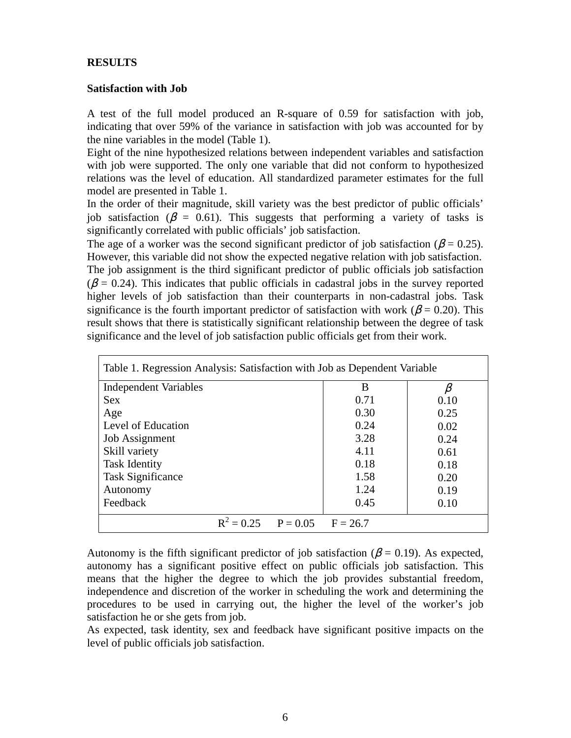**RESULTS**

**Satisfaction with Job**

A test of the full model produced an R-square of 0.59 for satisfaction with job, indicating that over 59% of the variance in satisfaction with job was accounted for by the nine variables in the model (Table 1).

Eight of the nine hypothesized relations between independent variables and satisfaction with job were supported. The only one variable that did not conform to hypothesized relations was the level of education. All standardized parameter estimates for the full model are presented in Table 1.

In the order of their magnitude, skill variety was the best predictor of public officials' job satisfaction ($\beta$ = 0.61). This suggests that performing a variety of tasks is significantly correlated with public officials' job satisfaction.

The age of a worker was the second significant predictor of job satisfaction ($\beta$ = 0.25). However, this variable did not show the expected negative relation with job satisfaction.

The job assignment is the third significant predictor of public officials job satisfaction ($\beta$ = 0.24). This indicates that public officials in cadastral jobs in the survey reported higher levels of job satisfaction than their counterparts in non-cadastral jobs. Task significance is the fourth important predictor of satisfaction with work ($\beta$ = 0.20). This result shows that there is statistically significant relationship between the degree of task significance and the level of job satisfaction public officials get from their work.

Table 1. Regression Analysis: Satisfaction with Job as Dependent Variable

| Independent Variables | B | $\beta$ |
|---|---|---|
| Sex | 0.71 | 0.10 |
| Age | 0.30 | 0.25 |
| Level of Education | 0.24 | 0.02 |
| Job Assignment | 3.28 | 0.24 |
| Skill variety | 4.11 | 0.61 |
| Task Identity | 0.18 | 0.18 |
| Task Significance | 1.58 | 0.20 |
| Autonomy | 1.24 | 0.19 |
| Feedback | 0.45 | 0.10 |
| $R^2 = 0.25$ $P = 0.05$ $F = 26.7$ | | |

Autonomy is the fifth significant predictor of job satisfaction ($\beta$ = 0.19). As expected, autonomy has a significant positive effect on public officials job satisfaction. This means that the higher the degree to which the job provides substantial freedom, independence and discretion of the worker in scheduling the work and determining the procedures to be used in carrying out, the higher the level of the worker's job satisfaction he or she gets from job.

As expected, task identity, sex and feedback have significant positive impacts on the level of public officials job satisfaction.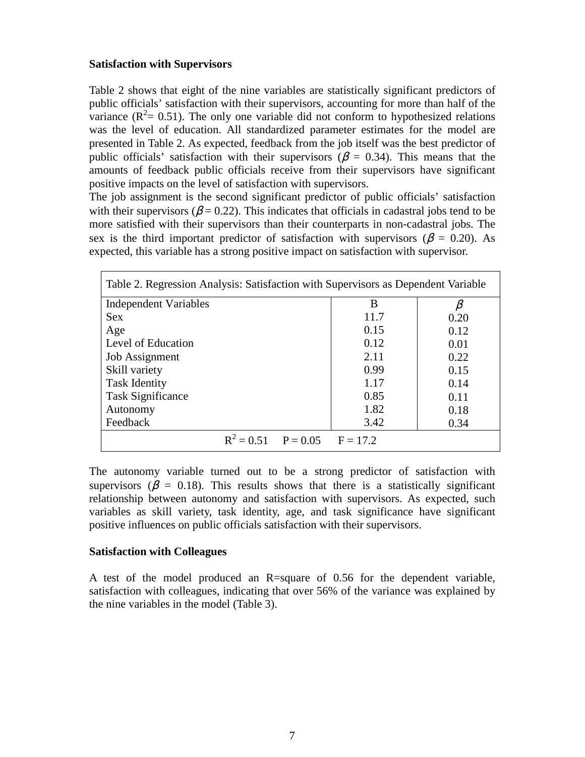**Satisfaction with Supervisors**

Table 2 shows that eight of the nine variables are statistically significant predictors of public officials' satisfaction with their supervisors, accounting for more than half of the variance ($R^2$= 0.51). The only one variable did not conform to hypothesized relations was the level of education. All standardized parameter estimates for the model are presented in Table 2. As expected, feedback from the job itself was the best predictor of public officials' satisfaction with their supervisors ($\beta$ = 0.34). This means that the amounts of feedback public officials receive from their supervisors have significant positive impacts on the level of satisfaction with supervisors.

The job assignment is the second significant predictor of public officials' satisfaction with their supervisors ($\beta$ = 0.22). This indicates that officials in cadastral jobs tend to be more satisfied with their supervisors than their counterparts in non-cadastral jobs. The sex is the third important predictor of satisfaction with supervisors ($\beta$ = 0.20). As expected, this variable has a strong positive impact on satisfaction with supervisor.

Table 2. Regression Analysis: Satisfaction with Supervisors as Dependent Variable

| Independent Variables | B | $\beta$ |
|---|---|---|
| Sex | 11.7 | 0.20 |
| Age | 0.15 | 0.12 |
| Level of Education | 0.12 | 0.01 |
| Job Assignment | 2.11 | 0.22 |
| Skill variety | 0.99 | 0.15 |
| Task Identity | 1.17 | 0.14 |
| Task Significance | 0.85 | 0.11 |
| Autonomy | 1.82 | 0.18 |
| Feedback | 3.42 | 0.34 |
| $R^2$ = 0.51 P = 0.05 F = 17.2 | | |

The autonomy variable turned out to be a strong predictor of satisfaction with supervisors ($\beta$ = 0.18). This results shows that there is a statistically significant relationship between autonomy and satisfaction with supervisors. As expected, such variables as skill variety, task identity, age, and task significance have significant positive influences on public officials satisfaction with their supervisors.

**Satisfaction with Colleagues**

A test of the model produced an R=square of 0.56 for the dependent variable, satisfaction with colleagues, indicating that over 56% of the variance was explained by the nine variables in the model (Table 3).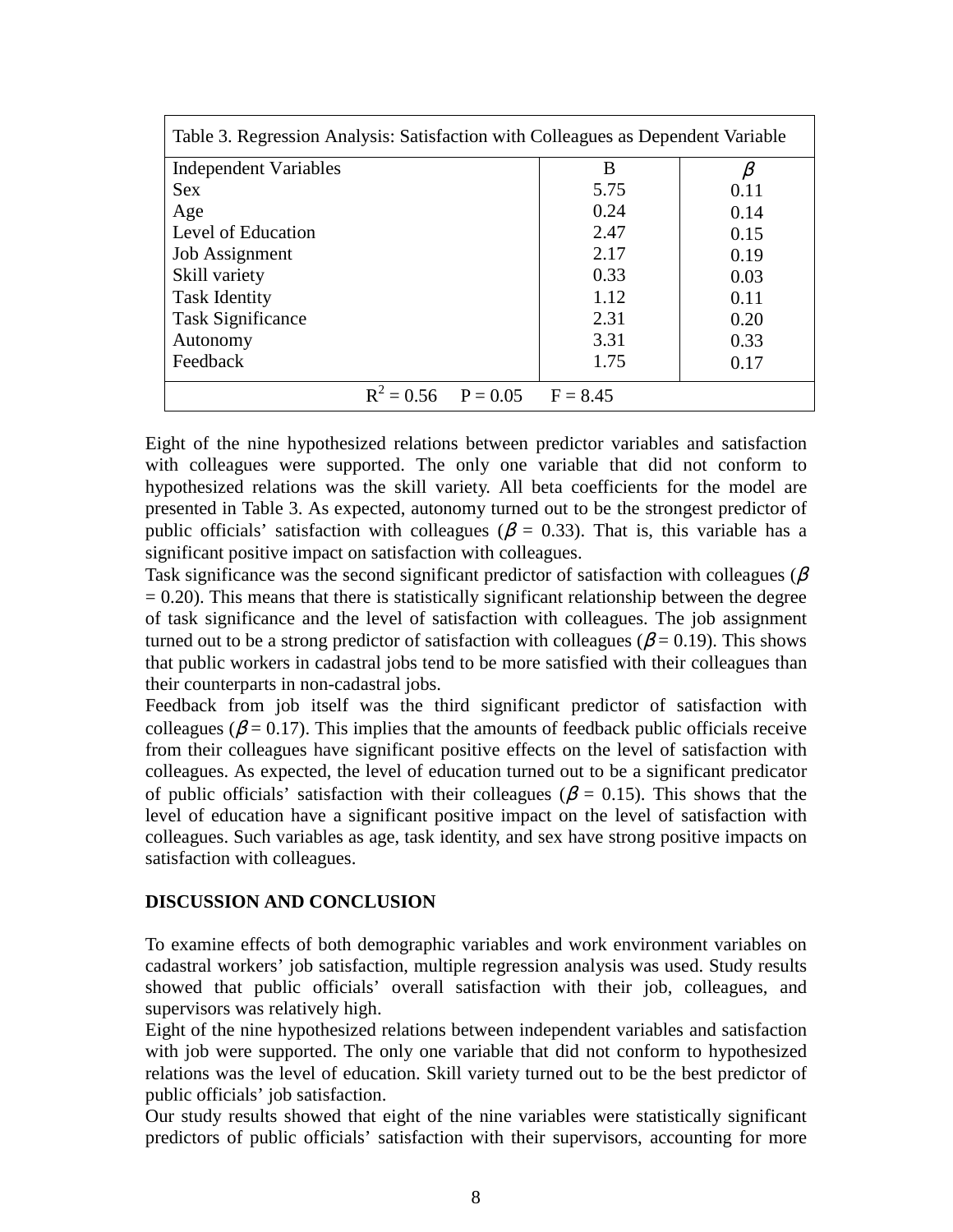Table 3. Regression Analysis: Satisfaction with Colleagues as Dependent Variable

| Independent Variables | B | $\beta$ |
|---|---|---|
| Sex | 5.75 | 0.11 |
| Age | 0.24 | 0.14 |
| Level of Education | 2.47 | 0.15 |
| Job Assignment | 2.17 | 0.19 |
| Skill variety | 0.33 | 0.03 |
| Task Identity | 1.12 | 0.11 |
| Task Significance | 2.31 | 0.20 |
| Autonomy | 3.31 | 0.33 |
| Feedback | 1.75 | 0.17 |
| $R^2 = 0.56$ $P = 0.05$ $F = 8.45$ | | |

Eight of the nine hypothesized relations between predictor variables and satisfaction with colleagues were supported. The only one variable that did not conform to hypothesized relations was the skill variety. All beta coefficients for the model are presented in Table 3. As expected, autonomy turned out to be the strongest predictor of public officials' satisfaction with colleagues ($\beta = 0.33$). That is, this variable has a significant positive impact on satisfaction with colleagues.

Task significance was the second significant predictor of satisfaction with colleagues ($\beta = 0.20$). This means that there is statistically significant relationship between the degree of task significance and the level of satisfaction with colleagues. The job assignment turned out to be a strong predictor of satisfaction with colleagues ($\beta = 0.19$). This shows that public workers in cadastral jobs tend to be more satisfied with their colleagues than their counterparts in non-cadastral jobs.

Feedback from job itself was the third significant predictor of satisfaction with colleagues ($\beta = 0.17$). This implies that the amounts of feedback public officials receive from their colleagues have significant positive effects on the level of satisfaction with colleagues. As expected, the level of education turned out to be a significant predicator of public officials' satisfaction with their colleagues ($\beta = 0.15$). This shows that the level of education have a significant positive impact on the level of satisfaction with colleagues. Such variables as age, task identity, and sex have strong positive impacts on satisfaction with colleagues.

## DISCUSSION AND CONCLUSION

To examine effects of both demographic variables and work environment variables on cadastral workers' job satisfaction, multiple regression analysis was used. Study results showed that public officials' overall satisfaction with their job, colleagues, and supervisors was relatively high.

Eight of the nine hypothesized relations between independent variables and satisfaction with job were supported. The only one variable that did not conform to hypothesized relations was the level of education. Skill variety turned out to be the best predictor of public officials' job satisfaction.

Our study results showed that eight of the nine variables were statistically significant predictors of public officials' satisfaction with their supervisors, accounting for more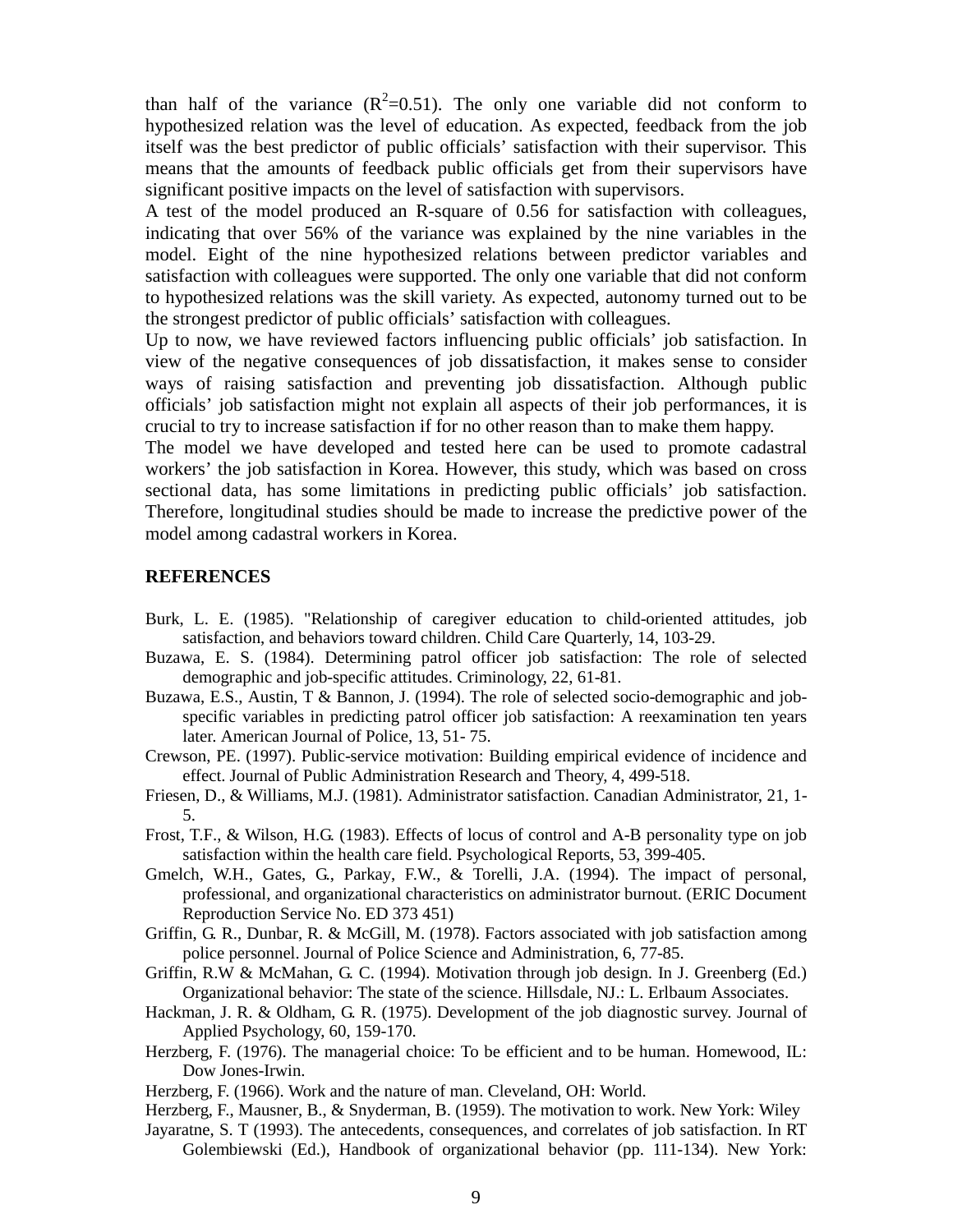than half of the variance ($R^2$=0.51). The only one variable did not conform to hypothesized relation was the level of education. As expected, feedback from the job itself was the best predictor of public officials' satisfaction with their supervisor. This means that the amounts of feedback public officials get from their supervisors have significant positive impacts on the level of satisfaction with supervisors.

A test of the model produced an R-square of 0.56 for satisfaction with colleagues, indicating that over 56% of the variance was explained by the nine variables in the model. Eight of the nine hypothesized relations between predictor variables and satisfaction with colleagues were supported. The only one variable that did not conform to hypothesized relations was the skill variety. As expected, autonomy turned out to be the strongest predictor of public officials' satisfaction with colleagues.

Up to now, we have reviewed factors influencing public officials' job satisfaction. In view of the negative consequences of job dissatisfaction, it makes sense to consider ways of raising satisfaction and preventing job dissatisfaction. Although public officials' job satisfaction might not explain all aspects of their job performances, it is crucial to try to increase satisfaction if for no other reason than to make them happy.

The model we have developed and tested here can be used to promote cadastral workers' the job satisfaction in Korea. However, this study, which was based on cross sectional data, has some limitations in predicting public officials' job satisfaction. Therefore, longitudinal studies should be made to increase the predictive power of the model among cadastral workers in Korea.

## REFERENCES

Burk, L. E. (1985). "Relationship of caregiver education to child-oriented attitudes, job satisfaction, and behaviors toward children. Child Care Quarterly, 14, 103-29.

Buzawa, E. S. (1984). Determining patrol officer job satisfaction: The role of selected demographic and job-specific attitudes. Criminology, 22, 61-81.

Buzawa, E.S., Austin, T & Bannon, J. (1994). The role of selected socio-demographic and job-specific variables in predicting patrol officer job satisfaction: A reexamination ten years later. American Journal of Police, 13, 51- 75.

Crewson, PE. (1997). Public-service motivation: Building empirical evidence of incidence and effect. Journal of Public Administration Research and Theory, 4, 499-518.

Friesen, D., & Williams, M.J. (1981). Administrator satisfaction. Canadian Administrator, 21, 1-5.

Frost, T.F., & Wilson, H.G. (1983). Effects of locus of control and A-B personality type on job satisfaction within the health care field. Psychological Reports, 53, 399-405.

Gmelch, W.H., Gates, G., Parkay, F.W., & Torelli, J.A. (1994). The impact of personal, professional, and organizational characteristics on administrator burnout. (ERIC Document Reproduction Service No. ED 373 451)

Griffin, G. R., Dunbar, R. & McGill, M. (1978). Factors associated with job satisfaction among police personnel. Journal of Police Science and Administration, 6, 77-85.

Griffin, R.W & McMahan, G. C. (1994). Motivation through job design. In J. Greenberg (Ed.) Organizational behavior: The state of the science. Hillsdale, NJ.: L. Erlbaum Associates.

Hackman, J. R. & Oldham, G. R. (1975). Development of the job diagnostic survey. Journal of Applied Psychology, 60, 159-170.

Herzberg, F. (1976). The managerial choice: To be efficient and to be human. Homewood, IL: Dow Jones-Irwin.

Herzberg, F. (1966). Work and the nature of man. Cleveland, OH: World.

Herzberg, F., Mausner, B., & Snyderman, B. (1959). The motivation to work. New York: Wiley

Jayaratne, S. T (1993). The antecedents, consequences, and correlates of job satisfaction. In RT Golembiewski (Ed.), Handbook of organizational behavior (pp. 111-134). New York: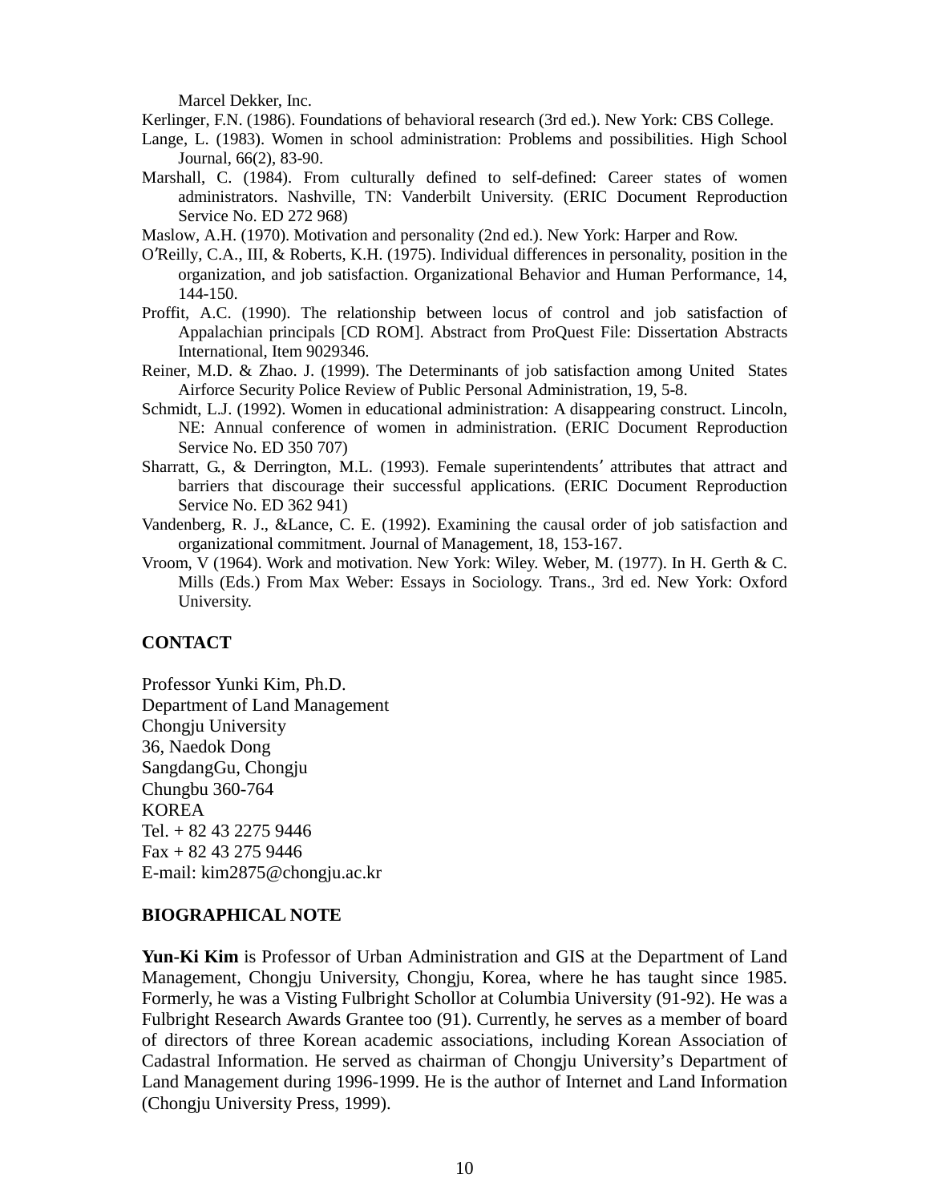Marcel Dekker, Inc.

Kerlinger, F.N. (1986). Foundations of behavioral research (3rd ed.). New York: CBS College.

Lange, L. (1983). Women in school administration: Problems and possibilities. High School Journal, 66(2), 83-90.

Marshall, C. (1984). From culturally defined to self-defined: Career states of women administrators. Nashville, TN: Vanderbilt University. (ERIC Document Reproduction Service No. ED 272 968)

Maslow, A.H. (1970). Motivation and personality (2nd ed.). New York: Harper and Row.

O'Reilly, C.A., III, & Roberts, K.H. (1975). Individual differences in personality, position in the organization, and job satisfaction. Organizational Behavior and Human Performance, 14, 144-150.

Proffit, A.C. (1990). The relationship between locus of control and job satisfaction of Appalachian principals [CD ROM]. Abstract from ProQuest File: Dissertation Abstracts International, Item 9029346.

Reiner, M.D. & Zhao. J. (1999). The Determinants of job satisfaction among United States Airforce Security Police Review of Public Personal Administration, 19, 5-8.

Schmidt, L.J. (1992). Women in educational administration: A disappearing construct. Lincoln, NE: Annual conference of women in administration. (ERIC Document Reproduction Service No. ED 350 707)

Sharratt, G., & Derrington, M.L. (1993). Female superintendents' attributes that attract and barriers that discourage their successful applications. (ERIC Document Reproduction Service No. ED 362 941)

Vandenberg, R. J., &Lance, C. E. (1992). Examining the causal order of job satisfaction and organizational commitment. Journal of Management, 18, 153-167.

Vroom, V (1964). Work and motivation. New York: Wiley. Weber, M. (1977). In H. Gerth & C. Mills (Eds.) From Max Weber: Essays in Sociology. Trans., 3rd ed. New York: Oxford University.

## CONTACT

Professor Yunki Kim, Ph.D.
Department of Land Management
Chongju University
36, Naedok Dong
SangdangGu, Chongju
Chungbu 360-764
KOREA
Tel. + 82 43 2275 9446
Fax + 82 43 275 9446
E-mail: kim2875@chongju.ac.kr

## BIOGRAPHICAL NOTE

**Yun-Ki Kim** is Professor of Urban Administration and GIS at the Department of Land Management, Chongju University, Chongju, Korea, where he has taught since 1985. Formerly, he was a Visting Fulbright Schollor at Columbia University (91-92). He was a Fulbright Research Awards Grantee too (91). Currently, he serves as a member of board of directors of three Korean academic associations, including Korean Association of Cadastral Information. He served as chairman of Chongju University's Department of Land Management during 1996-1999. He is the author of Internet and Land Information (Chongju University Press, 1999).